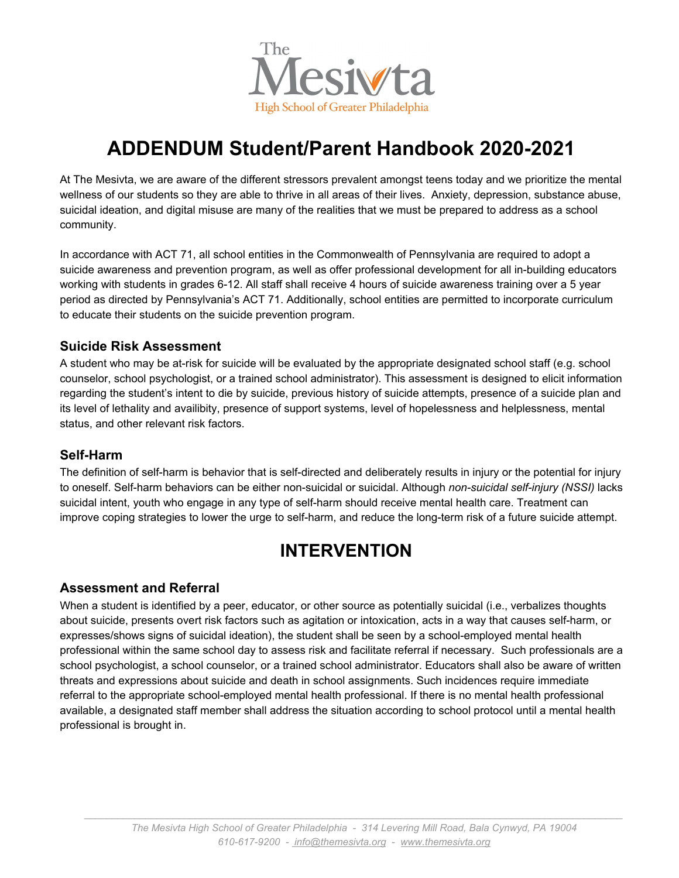The Mesivta

High School of Greater Philadelphia

# ADDENDUM Student/Parent Handbook 2020-2021

At The Mesivta, we are aware of the different stressors prevalent amongst teens today and we prioritize the mental wellness of our students so they are able to thrive in all areas of their lives. Anxiety, depression, substance abuse, suicidal ideation, and digital misuse are many of the realities that we must be prepared to address as a school community.

In accordance with ACT 71, all school entities in the Commonwealth of Pennsylvania are required to adopt a suicide awareness and prevention program, as well as offer professional development for all in-building educators working with students in grades 6-12. All staff shall receive 4 hours of suicide awareness training over a 5 year period as directed by Pennsylvania's ACT 71. Additionally, school entities are permitted to incorporate curriculum to educate their students on the suicide prevention program.

### Suicide Risk Assessment

A student who may be at-risk for suicide will be evaluated by the appropriate designated school staff (e.g. school counselor, school psychologist, or a trained school administrator). This assessment is designed to elicit information regarding the student's intent to die by suicide, previous history of suicide attempts, presence of a suicide plan and its level of lethality and availibility, presence of support systems, level of hopelessness and helplessness, mental status, and other relevant risk factors.

### Self-Harm

The definition of self-harm is behavior that is self-directed and deliberately results in injury or the potential for injury to oneself. Self-harm behaviors can be either non-suicidal or suicidal. Although *non-suicidal self-injury (NSSI)* lacks suicidal intent, youth who engage in any type of self-harm should receive mental health care. Treatment can improve coping strategies to lower the urge to self-harm, and reduce the long-term risk of a future suicide attempt.

## INTERVENTION

### Assessment and Referral

When a student is identified by a peer, educator, or other source as potentially suicidal (i.e., verbalizes thoughts about suicide, presents overt risk factors such as agitation or intoxication, acts in a way that causes self-harm, or expresses/shows signs of suicidal ideation), the student shall be seen by a school-employed mental health professional within the same school day to assess risk and facilitate referral if necessary. Such professionals are a school psychologist, a school counselor, or a trained school administrator. Educators shall also be aware of written threats and expressions about suicide and death in school assignments. Such incidences require immediate referral to the appropriate school-employed mental health professional. If there is no mental health professional available, a designated staff member shall address the situation according to school protocol until a mental health professional is brought in.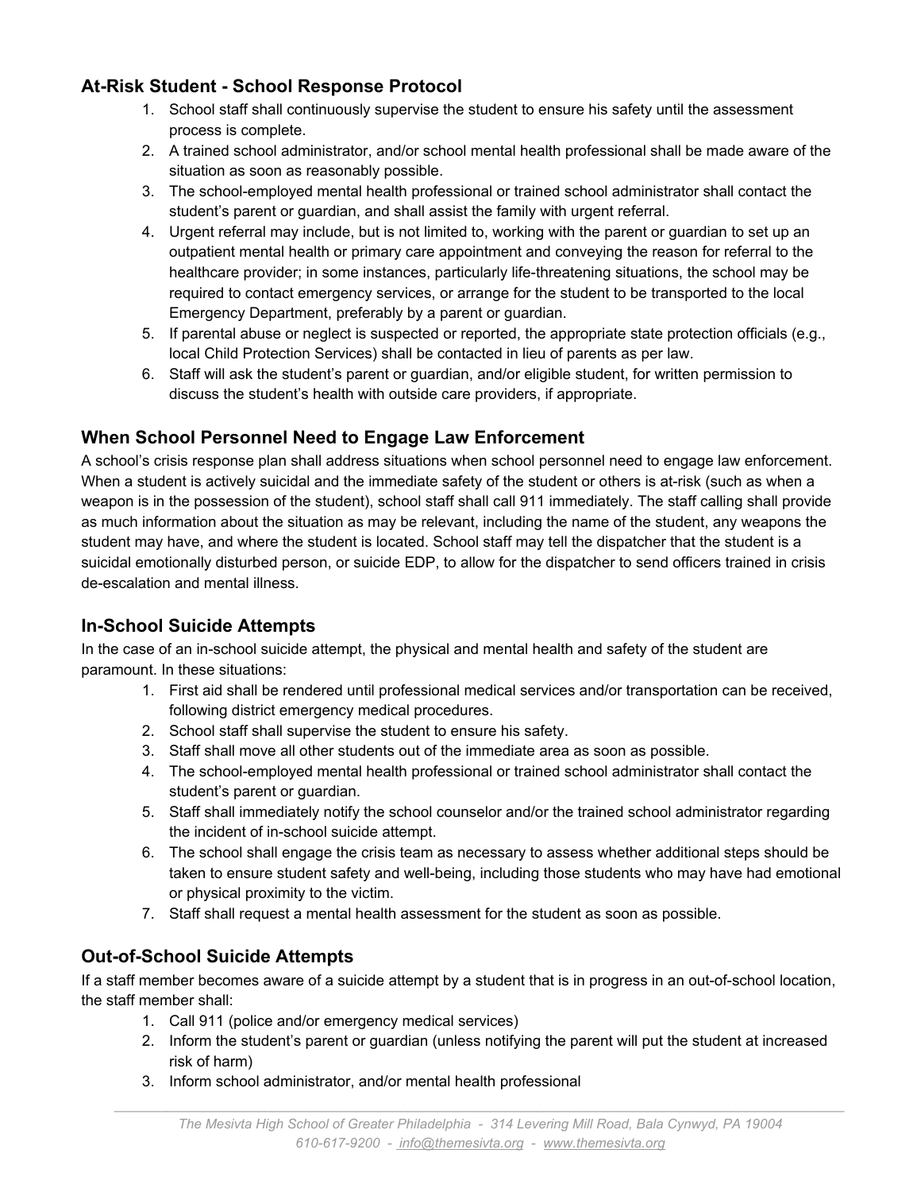## At-Risk Student - School Response Protocol

1. School staff shall continuously supervise the student to ensure his safety until the assessment process is complete.
2. A trained school administrator, and/or school mental health professional shall be made aware of the situation as soon as reasonably possible.
3. The school-employed mental health professional or trained school administrator shall contact the student's parent or guardian, and shall assist the family with urgent referral.
4. Urgent referral may include, but is not limited to, working with the parent or guardian to set up an outpatient mental health or primary care appointment and conveying the reason for referral to the healthcare provider; in some instances, particularly life-threatening situations, the school may be required to contact emergency services, or arrange for the student to be transported to the local Emergency Department, preferably by a parent or guardian.
5. If parental abuse or neglect is suspected or reported, the appropriate state protection officials (e.g., local Child Protection Services) shall be contacted in lieu of parents as per law.
6. Staff will ask the student's parent or guardian, and/or eligible student, for written permission to discuss the student's health with outside care providers, if appropriate.

## When School Personnel Need to Engage Law Enforcement

A school's crisis response plan shall address situations when school personnel need to engage law enforcement. When a student is actively suicidal and the immediate safety of the student or others is at-risk (such as when a weapon is in the possession of the student), school staff shall call 911 immediately. The staff calling shall provide as much information about the situation as may be relevant, including the name of the student, any weapons the student may have, and where the student is located. School staff may tell the dispatcher that the student is a suicidal emotionally disturbed person, or suicide EDP, to allow for the dispatcher to send officers trained in crisis de-escalation and mental illness.

## In-School Suicide Attempts

In the case of an in-school suicide attempt, the physical and mental health and safety of the student are paramount. In these situations:

1. First aid shall be rendered until professional medical services and/or transportation can be received, following district emergency medical procedures.
2. School staff shall supervise the student to ensure his safety.
3. Staff shall move all other students out of the immediate area as soon as possible.
4. The school-employed mental health professional or trained school administrator shall contact the student's parent or guardian.
5. Staff shall immediately notify the school counselor and/or the trained school administrator regarding the incident of in-school suicide attempt.
6. The school shall engage the crisis team as necessary to assess whether additional steps should be taken to ensure student safety and well-being, including those students who may have had emotional or physical proximity to the victim.
7. Staff shall request a mental health assessment for the student as soon as possible.

## Out-of-School Suicide Attempts

If a staff member becomes aware of a suicide attempt by a student that is in progress in an out-of-school location, the staff member shall:

1. Call 911 (police and/or emergency medical services)
2. Inform the student's parent or guardian (unless notifying the parent will put the student at increased risk of harm)
3. Inform school administrator, and/or mental health professional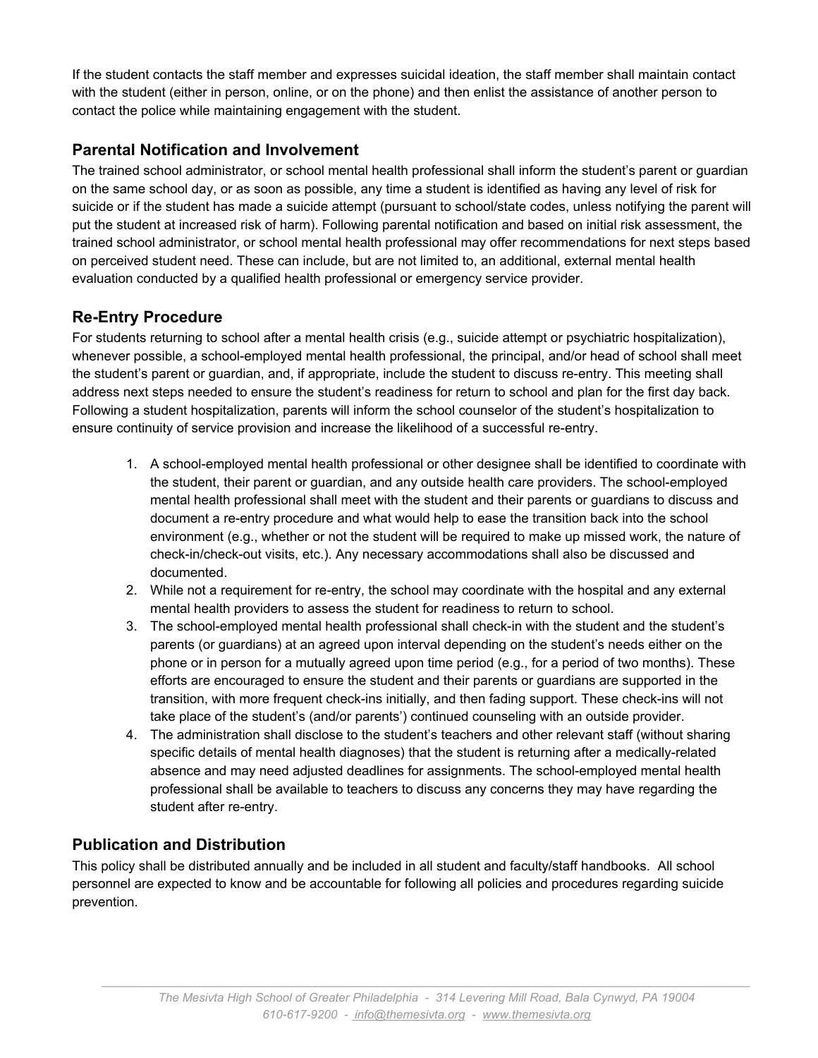If the student contacts the staff member and expresses suicidal ideation, the staff member shall maintain contact with the student (either in person, online, or on the phone) and then enlist the assistance of another person to contact the police while maintaining engagement with the student.

## Parental Notification and Involvement

The trained school administrator, or school mental health professional shall inform the student's parent or guardian on the same school day, or as soon as possible, any time a student is identified as having any level of risk for suicide or if the student has made a suicide attempt (pursuant to school/state codes, unless notifying the parent will put the student at increased risk of harm). Following parental notification and based on initial risk assessment, the trained school administrator, or school mental health professional may offer recommendations for next steps based on perceived student need. These can include, but are not limited to, an additional, external mental health evaluation conducted by a qualified health professional or emergency service provider.

## Re-Entry Procedure

For students returning to school after a mental health crisis (e.g., suicide attempt or psychiatric hospitalization), whenever possible, a school-employed mental health professional, the principal, and/or head of school shall meet the student's parent or guardian, and, if appropriate, include the student to discuss re-entry. This meeting shall address next steps needed to ensure the student's readiness for return to school and plan for the first day back. Following a student hospitalization, parents will inform the school counselor of the student's hospitalization to ensure continuity of service provision and increase the likelihood of a successful re-entry.

1. A school-employed mental health professional or other designee shall be identified to coordinate with the student, their parent or guardian, and any outside health care providers. The school-employed mental health professional shall meet with the student and their parents or guardians to discuss and document a re-entry procedure and what would help to ease the transition back into the school environment (e.g., whether or not the student will be required to make up missed work, the nature of check-in/check-out visits, etc.). Any necessary accommodations shall also be discussed and documented.
2. While not a requirement for re-entry, the school may coordinate with the hospital and any external mental health providers to assess the student for readiness to return to school.
3. The school-employed mental health professional shall check-in with the student and the student's parents (or guardians) at an agreed upon interval depending on the student's needs either on the phone or in person for a mutually agreed upon time period (e.g., for a period of two months). These efforts are encouraged to ensure the student and their parents or guardians are supported in the transition, with more frequent check-ins initially, and then fading support. These check-ins will not take place of the student's (and/or parents') continued counseling with an outside provider.
4. The administration shall disclose to the student's teachers and other relevant staff (without sharing specific details of mental health diagnoses) that the student is returning after a medically-related absence and may need adjusted deadlines for assignments. The school-employed mental health professional shall be available to teachers to discuss any concerns they may have regarding the student after re-entry.

## Publication and Distribution

This policy shall be distributed annually and be included in all student and faculty/staff handbooks. All school personnel are expected to know and be accountable for following all policies and procedures regarding suicide prevention.